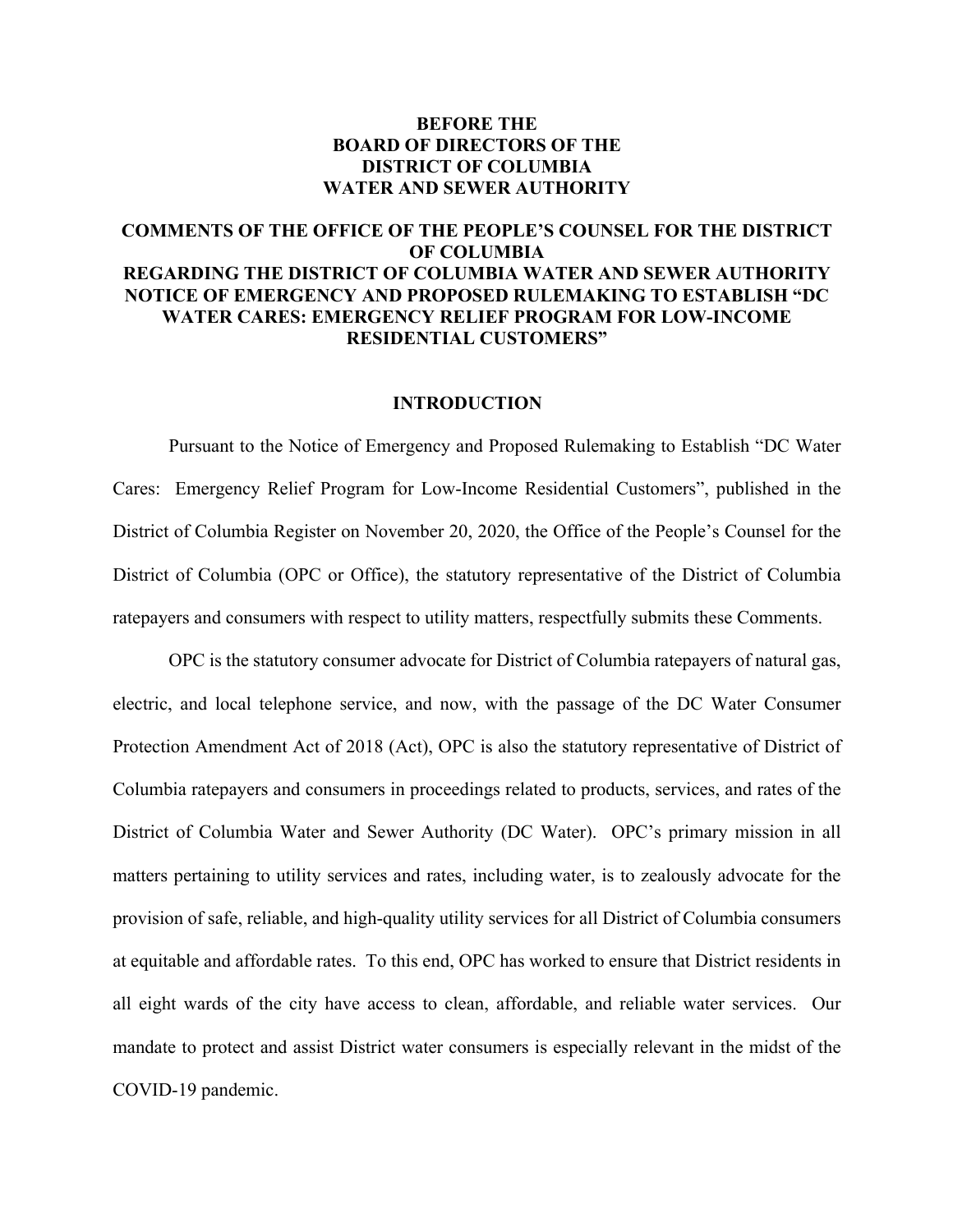**BEFORE THE**
**BOARD OF DIRECTORS OF THE**
**DISTRICT OF COLUMBIA**
**WATER AND SEWER AUTHORITY**

**COMMENTS OF THE OFFICE OF THE PEOPLE'S COUNSEL FOR THE DISTRICT OF COLUMBIA**
**REGARDING THE DISTRICT OF COLUMBIA WATER AND SEWER AUTHORITY NOTICE OF EMERGENCY AND PROPOSED RULEMAKING TO ESTABLISH "DC WATER CARES: EMERGENCY RELIEF PROGRAM FOR LOW-INCOME RESIDENTIAL CUSTOMERS"**

## INTRODUCTION

Pursuant to the Notice of Emergency and Proposed Rulemaking to Establish "DC Water Cares: Emergency Relief Program for Low-Income Residential Customers", published in the District of Columbia Register on November 20, 2020, the Office of the People's Counsel for the District of Columbia (OPC or Office), the statutory representative of the District of Columbia ratepayers and consumers with respect to utility matters, respectfully submits these Comments.

OPC is the statutory consumer advocate for District of Columbia ratepayers of natural gas, electric, and local telephone service, and now, with the passage of the DC Water Consumer Protection Amendment Act of 2018 (Act), OPC is also the statutory representative of District of Columbia ratepayers and consumers in proceedings related to products, services, and rates of the District of Columbia Water and Sewer Authority (DC Water). OPC's primary mission in all matters pertaining to utility services and rates, including water, is to zealously advocate for the provision of safe, reliable, and high-quality utility services for all District of Columbia consumers at equitable and affordable rates. To this end, OPC has worked to ensure that District residents in all eight wards of the city have access to clean, affordable, and reliable water services. Our mandate to protect and assist District water consumers is especially relevant in the midst of the COVID-19 pandemic.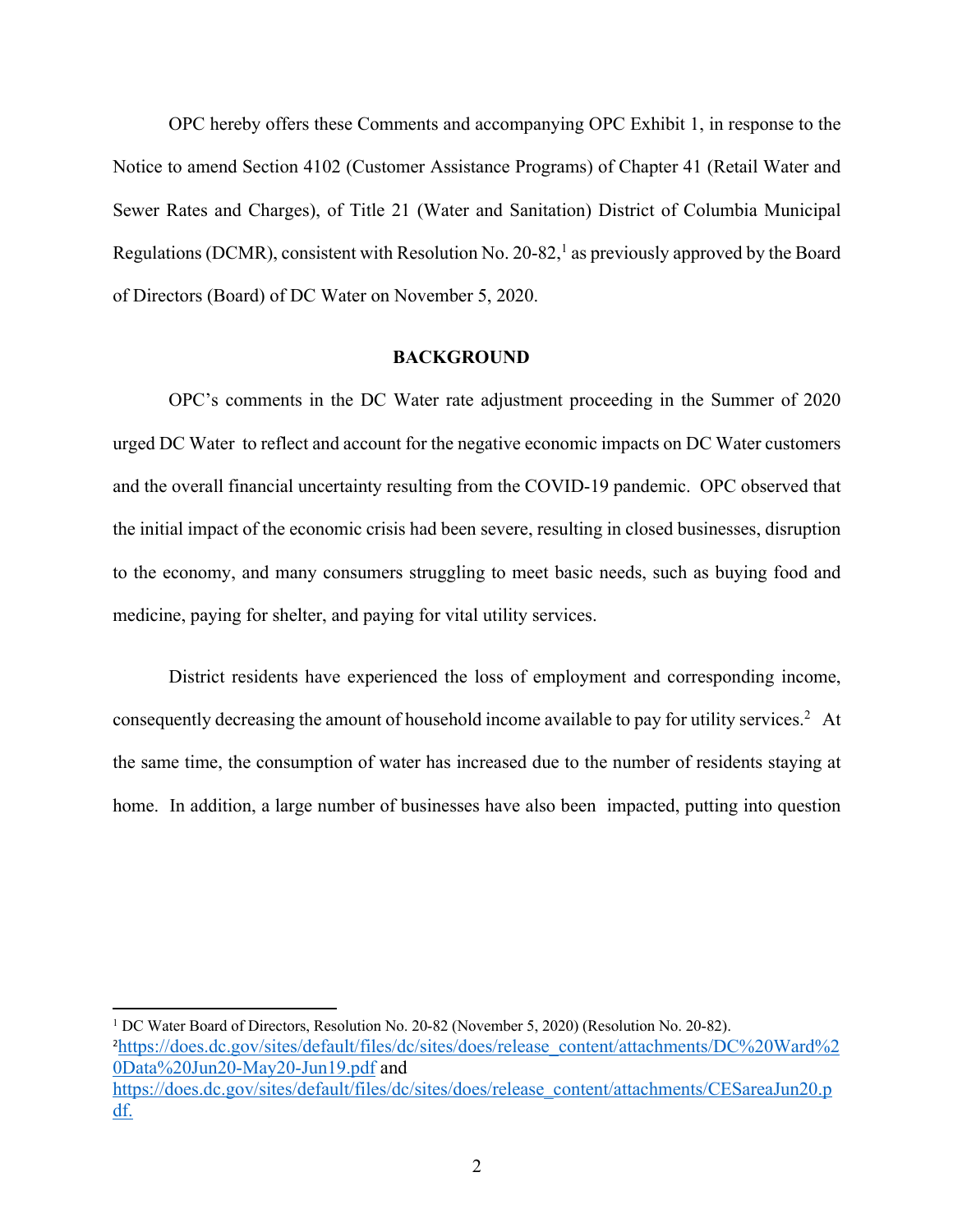OPC hereby offers these Comments and accompanying OPC Exhibit 1, in response to the Notice to amend Section 4102 (Customer Assistance Programs) of Chapter 41 (Retail Water and Sewer Rates and Charges), of Title 21 (Water and Sanitation) District of Columbia Municipal Regulations (DCMR), consistent with Resolution No. 20-82,[1] as previously approved by the Board of Directors (Board) of DC Water on November 5, 2020.

**BACKGROUND**

OPC's comments in the DC Water rate adjustment proceeding in the Summer of 2020 urged DC Water to reflect and account for the negative economic impacts on DC Water customers and the overall financial uncertainty resulting from the COVID-19 pandemic. OPC observed that the initial impact of the economic crisis had been severe, resulting in closed businesses, disruption to the economy, and many consumers struggling to meet basic needs, such as buying food and medicine, paying for shelter, and paying for vital utility services.

District residents have experienced the loss of employment and corresponding income, consequently decreasing the amount of household income available to pay for utility services.[2] At the same time, the consumption of water has increased due to the number of residents staying at home. In addition, a large number of businesses have also been impacted, putting into question

---

[1] DC Water Board of Directors, Resolution No. 20-82 (November 5, 2020) (Resolution No. 20-82).

[2] https://does.dc.gov/sites/default/files/dc/sites/does/release_content/attachments/DC%20Ward%20Data%20Jun20-May20-Jun19.pdf and https://does.dc.gov/sites/default/files/dc/sites/does/release_content/attachments/CESareaJun20.pdf.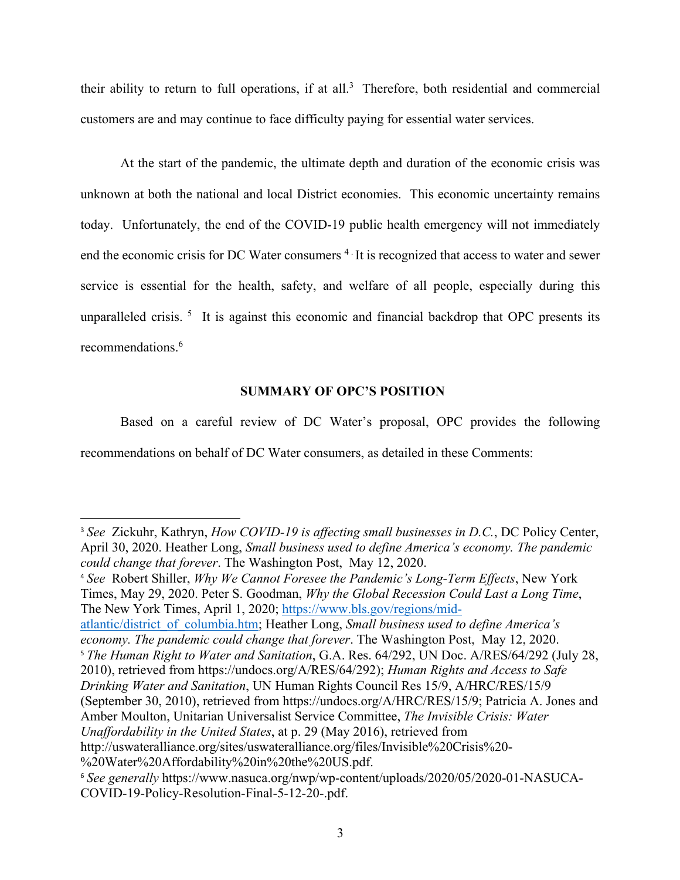their ability to return to full operations, if at all.[3] Therefore, both residential and commercial customers are and may continue to face difficulty paying for essential water services.

At the start of the pandemic, the ultimate depth and duration of the economic crisis was unknown at both the national and local District economies. This economic uncertainty remains today. Unfortunately, the end of the COVID-19 public health emergency will not immediately end the economic crisis for DC Water consumers [4]. It is recognized that access to water and sewer service is essential for the health, safety, and welfare of all people, especially during this unparalleled crisis. [5] It is against this economic and financial backdrop that OPC presents its recommendations.[6]

## SUMMARY OF OPC'S POSITION

Based on a careful review of DC Water's proposal, OPC provides the following recommendations on behalf of DC Water consumers, as detailed in these Comments:

---

[3] *See* Zickuhr, Kathryn, *How COVID-19 is affecting small businesses in D.C.*, DC Policy Center, April 30, 2020. Heather Long, *Small business used to define America's economy. The pandemic could change that forever*. The Washington Post, May 12, 2020.

[4] *See* Robert Shiller, *Why We Cannot Foresee the Pandemic's Long-Term Effects*, New York Times, May 29, 2020. Peter S. Goodman, *Why the Global Recession Could Last a Long Time*, The New York Times, April 1, 2020; https://www.bls.gov/regions/mid-atlantic/district_of_columbia.htm; Heather Long, *Small business used to define America's economy. The pandemic could change that forever*. The Washington Post, May 12, 2020.

[5] *The Human Right to Water and Sanitation*, G.A. Res. 64/292, UN Doc. A/RES/64/292 (July 28, 2010), retrieved from https://undocs.org/A/RES/64/292); *Human Rights and Access to Safe Drinking Water and Sanitation*, UN Human Rights Council Res 15/9, A/HRC/RES/15/9 (September 30, 2010), retrieved from https://undocs.org/A/HRC/RES/15/9; Patricia A. Jones and Amber Moulton, Unitarian Universalist Service Committee, *The Invisible Crisis: Water Unaffordability in the United States*, at p. 29 (May 2016), retrieved from http://uswateralliance.org/sites/uswateralliance.org/files/Invisible%20Crisis%20-%20Water%20Affordability%20in%20the%20US.pdf.

[6] *See generally* https://www.nasuca.org/nwp/wp-content/uploads/2020/05/2020-01-NASUCA-COVID-19-Policy-Resolution-Final-5-12-20-.pdf.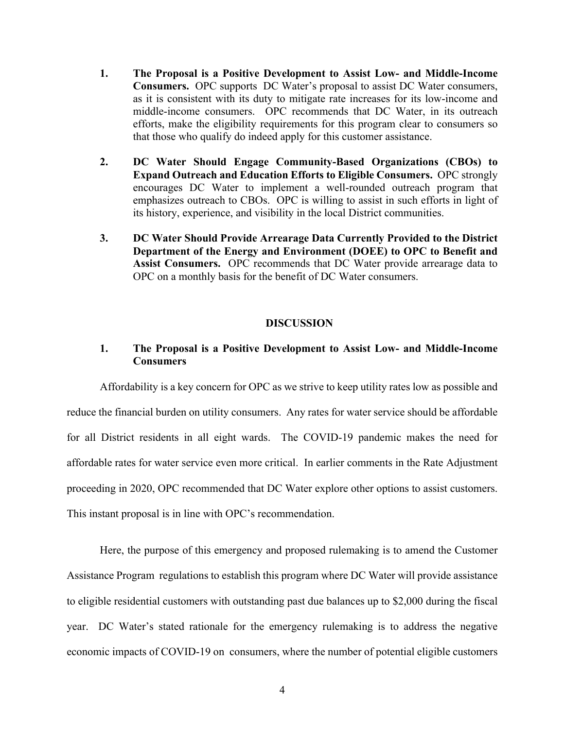1. **The Proposal is a Positive Development to Assist Low- and Middle-Income Consumers.** OPC supports DC Water's proposal to assist DC Water consumers, as it is consistent with its duty to mitigate rate increases for its low-income and middle-income consumers. OPC recommends that DC Water, in its outreach efforts, make the eligibility requirements for this program clear to consumers so that those who qualify do indeed apply for this customer assistance.

2. **DC Water Should Engage Community-Based Organizations (CBOs) to Expand Outreach and Education Efforts to Eligible Consumers.** OPC strongly encourages DC Water to implement a well-rounded outreach program that emphasizes outreach to CBOs. OPC is willing to assist in such efforts in light of its history, experience, and visibility in the local District communities.

3. **DC Water Should Provide Arrearage Data Currently Provided to the District Department of the Energy and Environment (DOEE) to OPC to Benefit and Assist Consumers.** OPC recommends that DC Water provide arrearage data to OPC on a monthly basis for the benefit of DC Water consumers.

## DISCUSSION

### 1. The Proposal is a Positive Development to Assist Low- and Middle-Income Consumers

Affordability is a key concern for OPC as we strive to keep utility rates low as possible and reduce the financial burden on utility consumers. Any rates for water service should be affordable for all District residents in all eight wards. The COVID-19 pandemic makes the need for affordable rates for water service even more critical. In earlier comments in the Rate Adjustment proceeding in 2020, OPC recommended that DC Water explore other options to assist customers. This instant proposal is in line with OPC's recommendation.

Here, the purpose of this emergency and proposed rulemaking is to amend the Customer Assistance Program regulations to establish this program where DC Water will provide assistance to eligible residential customers with outstanding past due balances up to $2,000 during the fiscal year. DC Water's stated rationale for the emergency rulemaking is to address the negative economic impacts of COVID-19 on consumers, where the number of potential eligible customers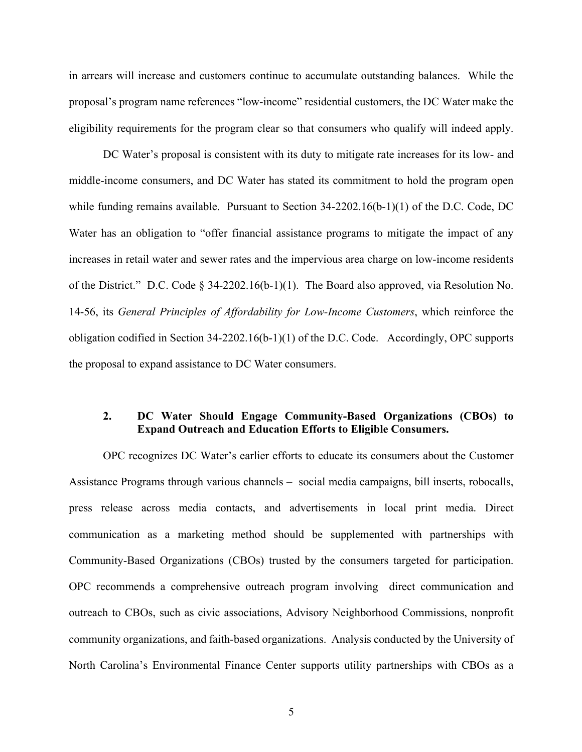in arrears will increase and customers continue to accumulate outstanding balances. While the proposal's program name references "low-income" residential customers, the DC Water make the eligibility requirements for the program clear so that consumers who qualify will indeed apply.

DC Water's proposal is consistent with its duty to mitigate rate increases for its low- and middle-income consumers, and DC Water has stated its commitment to hold the program open while funding remains available. Pursuant to Section 34-2202.16(b-1)(1) of the D.C. Code, DC Water has an obligation to "offer financial assistance programs to mitigate the impact of any increases in retail water and sewer rates and the impervious area charge on low-income residents of the District." D.C. Code § 34-2202.16(b-1)(1). The Board also approved, via Resolution No. 14-56, its *General Principles of Affordability for Low-Income Customers*, which reinforce the obligation codified in Section 34-2202.16(b-1)(1) of the D.C. Code. Accordingly, OPC supports the proposal to expand assistance to DC Water consumers.

### 2. DC Water Should Engage Community-Based Organizations (CBOs) to Expand Outreach and Education Efforts to Eligible Consumers.

OPC recognizes DC Water's earlier efforts to educate its consumers about the Customer Assistance Programs through various channels – social media campaigns, bill inserts, robocalls, press release across media contacts, and advertisements in local print media. Direct communication as a marketing method should be supplemented with partnerships with Community-Based Organizations (CBOs) trusted by the consumers targeted for participation. OPC recommends a comprehensive outreach program involving direct communication and outreach to CBOs, such as civic associations, Advisory Neighborhood Commissions, nonprofit community organizations, and faith-based organizations. Analysis conducted by the University of North Carolina's Environmental Finance Center supports utility partnerships with CBOs as a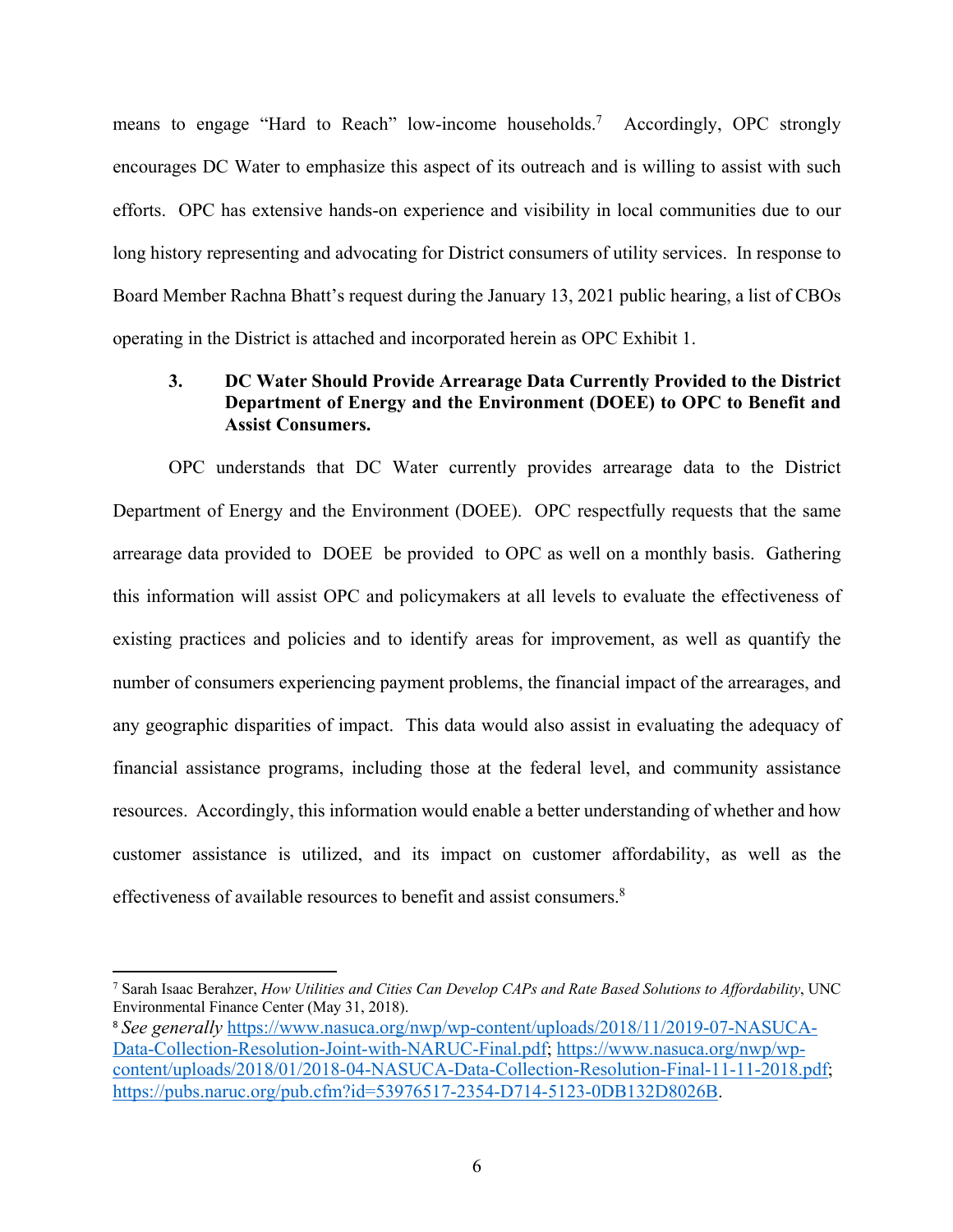means to engage "Hard to Reach" low-income households.[7] Accordingly, OPC strongly encourages DC Water to emphasize this aspect of its outreach and is willing to assist with such efforts. OPC has extensive hands-on experience and visibility in local communities due to our long history representing and advocating for District consumers of utility services. In response to Board Member Rachna Bhatt's request during the January 13, 2021 public hearing, a list of CBOs operating in the District is attached and incorporated herein as OPC Exhibit 1.

### 3. DC Water Should Provide Arrearage Data Currently Provided to the District Department of Energy and the Environment (DOEE) to OPC to Benefit and Assist Consumers.

OPC understands that DC Water currently provides arrearage data to the District Department of Energy and the Environment (DOEE). OPC respectfully requests that the same arrearage data provided to DOEE be provided to OPC as well on a monthly basis. Gathering this information will assist OPC and policymakers at all levels to evaluate the effectiveness of existing practices and policies and to identify areas for improvement, as well as quantify the number of consumers experiencing payment problems, the financial impact of the arrearages, and any geographic disparities of impact. This data would also assist in evaluating the adequacy of financial assistance programs, including those at the federal level, and community assistance resources. Accordingly, this information would enable a better understanding of whether and how customer assistance is utilized, and its impact on customer affordability, as well as the effectiveness of available resources to benefit and assist consumers.[8]

---

[7] Sarah Isaac Berahzer, *How Utilities and Cities Can Develop CAPs and Rate Based Solutions to Affordability*, UNC Environmental Finance Center (May 31, 2018).

[8] *See generally* https://www.nasuca.org/nwp/wp-content/uploads/2018/11/2019-07-NASUCA-Data-Collection-Resolution-Joint-with-NARUC-Final.pdf; https://www.nasuca.org/nwp/wp-content/uploads/2018/01/2018-04-NASUCA-Data-Collection-Resolution-Final-11-11-2018.pdf; https://pubs.naruc.org/pub.cfm?id=53976517-2354-D714-5123-0DB132D8026B.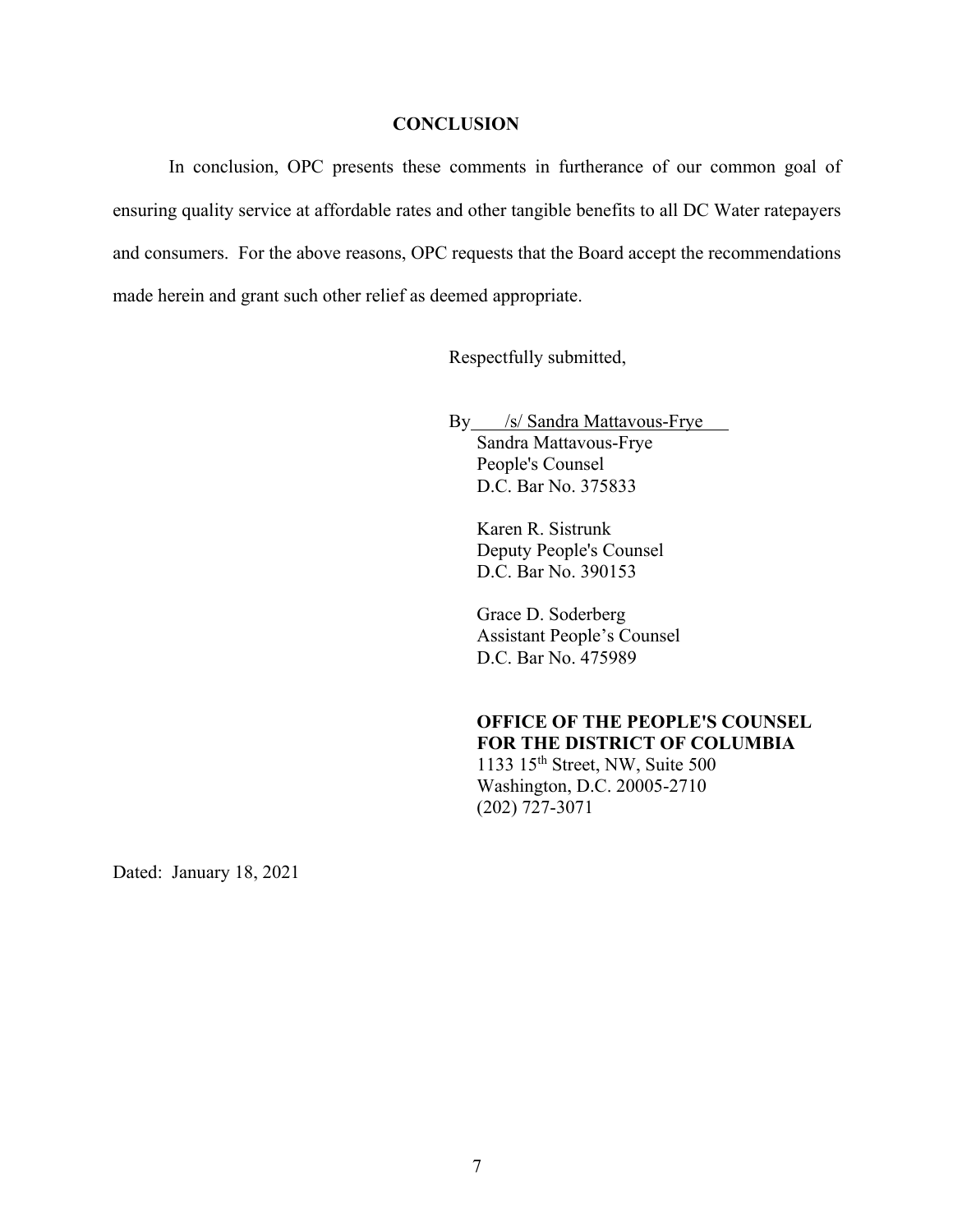## CONCLUSION

In conclusion, OPC presents these comments in furtherance of our common goal of ensuring quality service at affordable rates and other tangible benefits to all DC Water ratepayers and consumers. For the above reasons, OPC requests that the Board accept the recommendations made herein and grant such other relief as deemed appropriate.

Respectfully submitted,

By /s/ Sandra Mattavous-Frye
Sandra Mattavous-Frye
People's Counsel
D.C. Bar No. 375833

Karen R. Sistrunk
Deputy People's Counsel
D.C. Bar No. 390153

Grace D. Soderberg
Assistant People's Counsel
D.C. Bar No. 475989

**OFFICE OF THE PEOPLE'S COUNSEL FOR THE DISTRICT OF COLUMBIA**
1133 15th Street, NW, Suite 500
Washington, D.C. 20005-2710
(202) 727-3071

Dated: January 18, 2021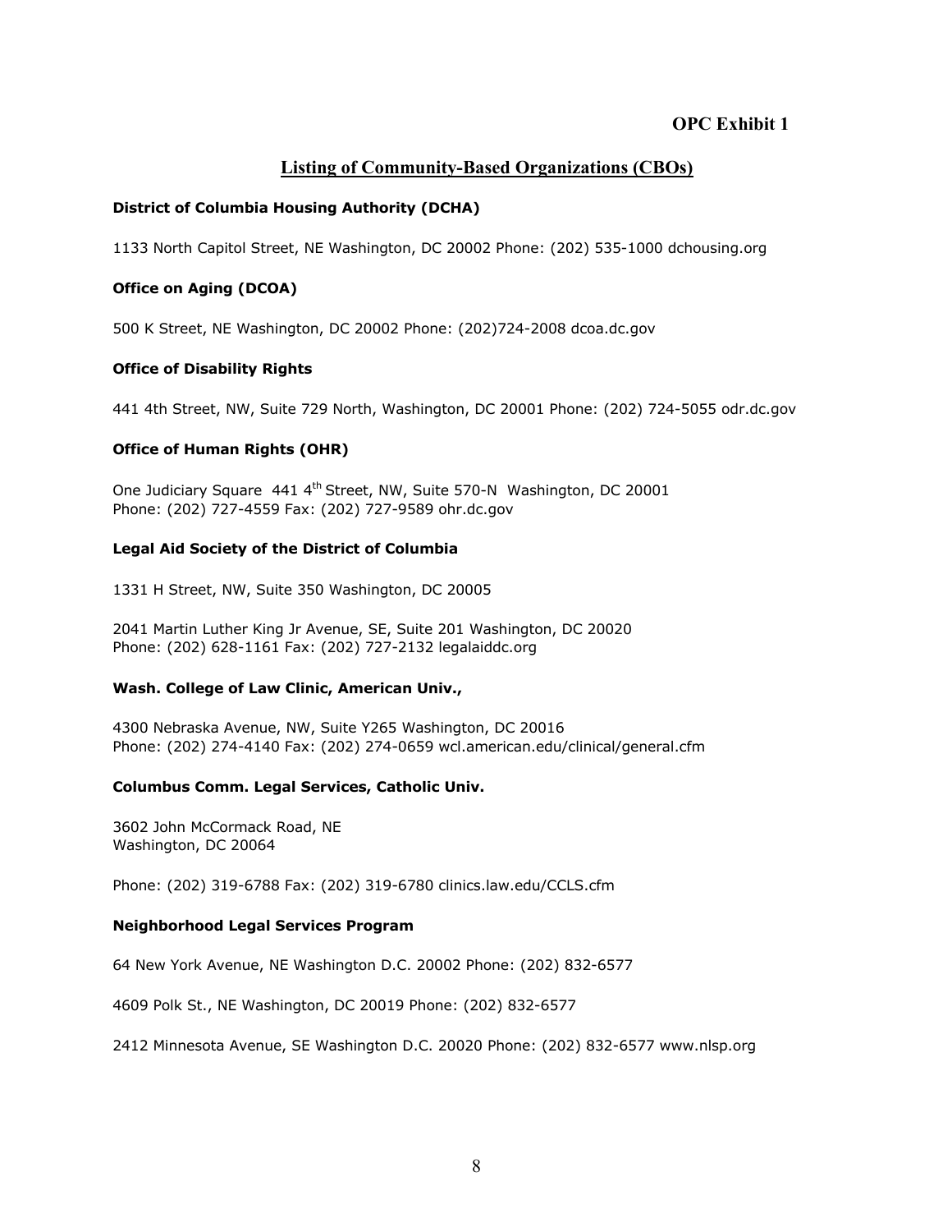**OPC Exhibit 1**

## Listing of Community-Based Organizations (CBOs)

**District of Columbia Housing Authority (DCHA)**

1133 North Capitol Street, NE Washington, DC 20002 Phone: (202) 535-1000 dchousing.org

**Office on Aging (DCOA)**

500 K Street, NE Washington, DC 20002 Phone: (202)724-2008 dcoa.dc.gov

**Office of Disability Rights**

441 4th Street, NW, Suite 729 North, Washington, DC 20001 Phone: (202) 724-5055 odr.dc.gov

**Office of Human Rights (OHR)**

One Judiciary Square 441 4th Street, NW, Suite 570-N Washington, DC 20001
Phone: (202) 727-4559 Fax: (202) 727-9589 ohr.dc.gov

**Legal Aid Society of the District of Columbia**

1331 H Street, NW, Suite 350 Washington, DC 20005

2041 Martin Luther King Jr Avenue, SE, Suite 201 Washington, DC 20020
Phone: (202) 628-1161 Fax: (202) 727-2132 legalaiddc.org

**Wash. College of Law Clinic, American Univ.,**

4300 Nebraska Avenue, NW, Suite Y265 Washington, DC 20016
Phone: (202) 274-4140 Fax: (202) 274-0659 wcl.american.edu/clinical/general.cfm

**Columbus Comm. Legal Services, Catholic Univ.**

3602 John McCormack Road, NE
Washington, DC 20064

Phone: (202) 319-6788 Fax: (202) 319-6780 clinics.law.edu/CCLS.cfm

**Neighborhood Legal Services Program**

64 New York Avenue, NE Washington D.C. 20002 Phone: (202) 832-6577

4609 Polk St., NE Washington, DC 20019 Phone: (202) 832-6577

2412 Minnesota Avenue, SE Washington D.C. 20020 Phone: (202) 832-6577 www.nlsp.org